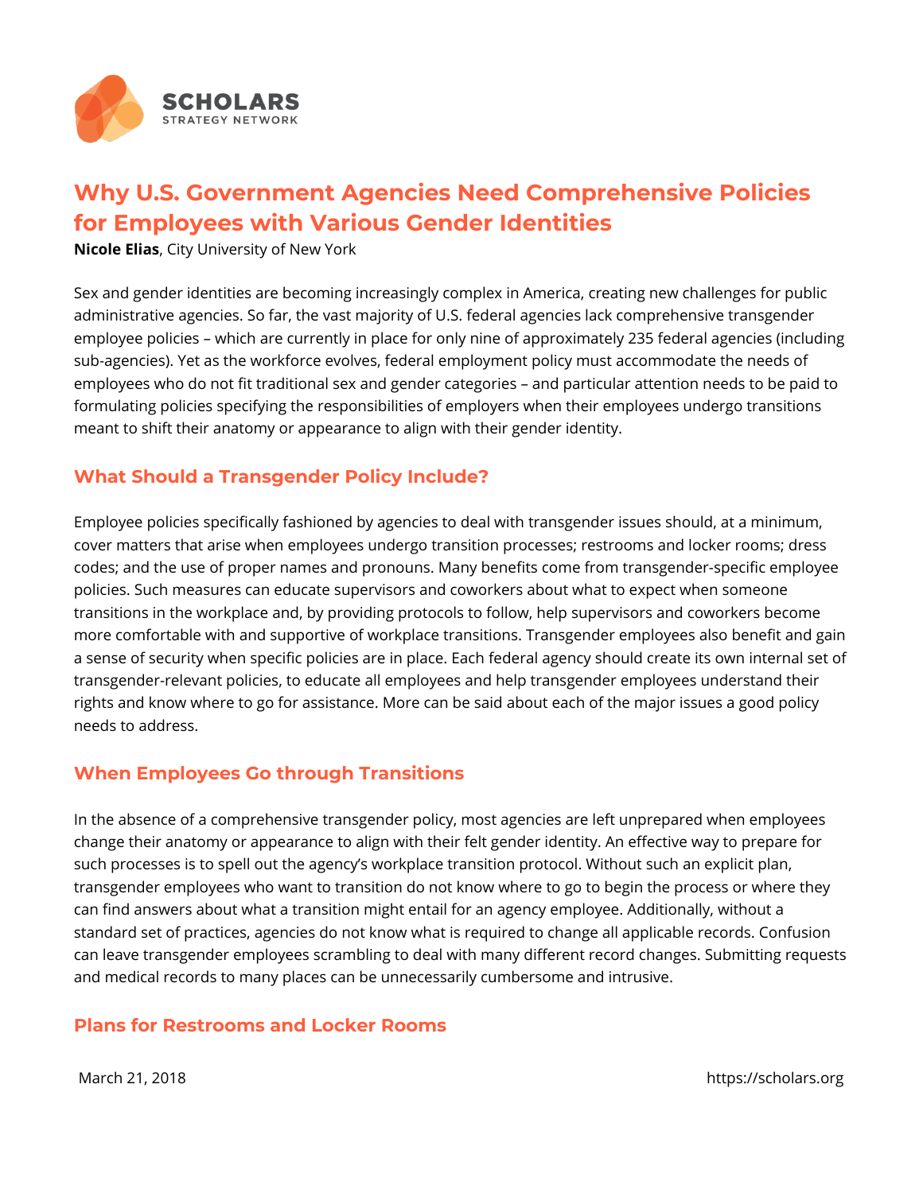# Why U.S. Government Agencies Need Comprehensive Policies for Employees with Various Gender Identities

**Nicole Elias**, City University of New York

Sex and gender identities are becoming increasingly complex in America, creating new challenges for public administrative agencies. So far, the vast majority of U.S. federal agencies lack comprehensive transgender employee policies – which are currently in place for only nine of approximately 235 federal agencies (including sub-agencies). Yet as the workforce evolves, federal employment policy must accommodate the needs of employees who do not fit traditional sex and gender categories – and particular attention needs to be paid to formulating policies specifying the responsibilities of employers when their employees undergo transitions meant to shift their anatomy or appearance to align with their gender identity.

## What Should a Transgender Policy Include?

Employee policies specifically fashioned by agencies to deal with transgender issues should, at a minimum, cover matters that arise when employees undergo transition processes; restrooms and locker rooms; dress codes; and the use of proper names and pronouns. Many benefits come from transgender-specific employee policies. Such measures can educate supervisors and coworkers about what to expect when someone transitions in the workplace and, by providing protocols to follow, help supervisors and coworkers become more comfortable with and supportive of workplace transitions. Transgender employees also benefit and gain a sense of security when specific policies are in place. Each federal agency should create its own internal set of transgender-relevant policies, to educate all employees and help transgender employees understand their rights and know where to go for assistance. More can be said about each of the major issues a good policy needs to address.

## When Employees Go through Transitions

In the absence of a comprehensive transgender policy, most agencies are left unprepared when employees change their anatomy or appearance to align with their felt gender identity. An effective way to prepare for such processes is to spell out the agency's workplace transition protocol. Without such an explicit plan, transgender employees who want to transition do not know where to go to begin the process or where they can find answers about what a transition might entail for an agency employee. Additionally, without a standard set of practices, agencies do not know what is required to change all applicable records. Confusion can leave transgender employees scrambling to deal with many different record changes. Submitting requests and medical records to many places can be unnecessarily cumbersome and intrusive.

## Plans for Restrooms and Locker Rooms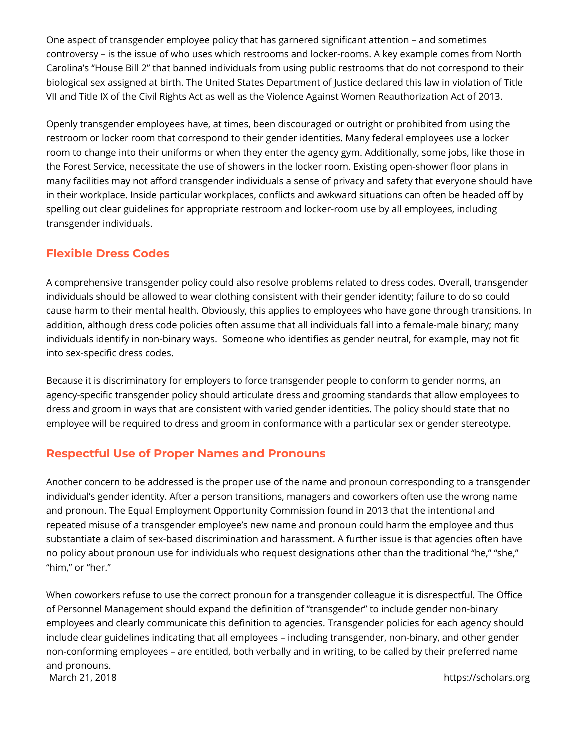One aspect of transgender employee policy that has garnered significant attention – and sometimes controversy – is the issue of who uses which restrooms and locker-rooms. A key example comes from North Carolina's "House Bill 2" that banned individuals from using public restrooms that do not correspond to their biological sex assigned at birth. The United States Department of Justice declared this law in violation of Title VII and Title IX of the Civil Rights Act as well as the Violence Against Women Reauthorization Act of 2013.

Openly transgender employees have, at times, been discouraged or outright or prohibited from using the restroom or locker room that correspond to their gender identities. Many federal employees use a locker room to change into their uniforms or when they enter the agency gym. Additionally, some jobs, like those in the Forest Service, necessitate the use of showers in the locker room. Existing open-shower floor plans in many facilities may not afford transgender individuals a sense of privacy and safety that everyone should have in their workplace. Inside particular workplaces, conflicts and awkward situations can often be headed off by spelling out clear guidelines for appropriate restroom and locker-room use by all employees, including transgender individuals.

## Flexible Dress Codes

A comprehensive transgender policy could also resolve problems related to dress codes. Overall, transgender individuals should be allowed to wear clothing consistent with their gender identity; failure to do so could cause harm to their mental health. Obviously, this applies to employees who have gone through transitions. In addition, although dress code policies often assume that all individuals fall into a female-male binary; many individuals identify in non-binary ways. Someone who identifies as gender neutral, for example, may not fit into sex-specific dress codes.

Because it is discriminatory for employers to force transgender people to conform to gender norms, an agency-specific transgender policy should articulate dress and grooming standards that allow employees to dress and groom in ways that are consistent with varied gender identities. The policy should state that no employee will be required to dress and groom in conformance with a particular sex or gender stereotype.

## Respectful Use of Proper Names and Pronouns

Another concern to be addressed is the proper use of the name and pronoun corresponding to a transgender individual's gender identity. After a person transitions, managers and coworkers often use the wrong name and pronoun. The Equal Employment Opportunity Commission found in 2013 that the intentional and repeated misuse of a transgender employee's new name and pronoun could harm the employee and thus substantiate a claim of sex-based discrimination and harassment. A further issue is that agencies often have no policy about pronoun use for individuals who request designations other than the traditional "he," "she," "him," or "her."

When coworkers refuse to use the correct pronoun for a transgender colleague it is disrespectful. The Office of Personnel Management should expand the definition of "transgender" to include gender non-binary employees and clearly communicate this definition to agencies. Transgender policies for each agency should include clear guidelines indicating that all employees – including transgender, non-binary, and other gender non-conforming employees – are entitled, both verbally and in writing, to be called by their preferred name and pronouns.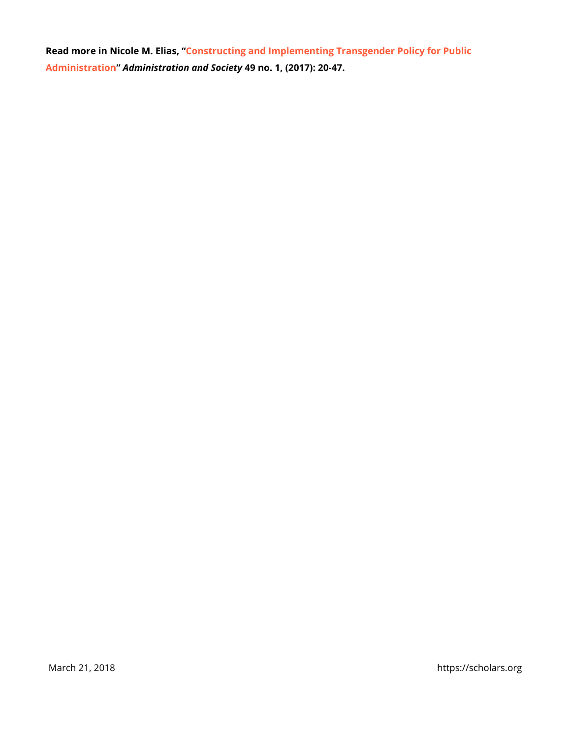**Read more in Nicole M. Elias, "Constructing and Implementing Transgender Policy for Public Administration"** ***Administration and Society*** **49 no. 1, (2017): 20-47.**